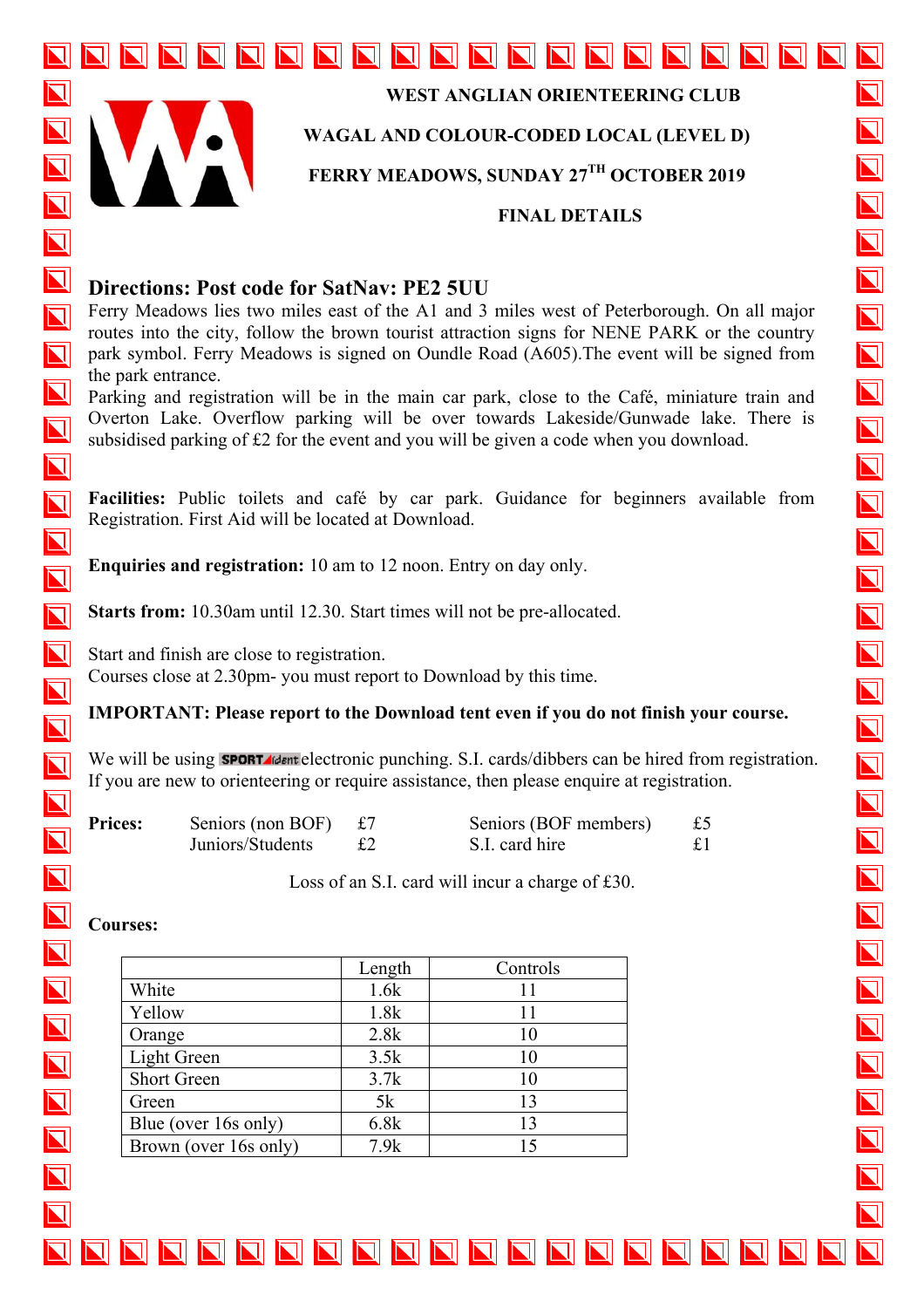**WEST ANGLIAN ORIENTEERING CLUB**

**WAGAL AND COLOUR-CODED LOCAL (LEVEL D)**

**FERRY MEADOWS, SUNDAY 27TH OCTOBER 2019**

**FINAL DETAILS**

## Directions: Post code for SatNav: PE2 5UU

Ferry Meadows lies two miles east of the A1 and 3 miles west of Peterborough. On all major routes into the city, follow the brown tourist attraction signs for NENE PARK or the country park symbol. Ferry Meadows is signed on Oundle Road (A605).The event will be signed from the park entrance.

Parking and registration will be in the main car park, close to the Café, miniature train and Overton Lake. Overflow parking will be over towards Lakeside/Gunwade lake. There is subsidised parking of £2 for the event and you will be given a code when you download.

**Facilities:** Public toilets and café by car park. Guidance for beginners available from Registration. First Aid will be located at Download.

**Enquiries and registration:** 10 am to 12 noon. Entry on day only.

**Starts from:** 10.30am until 12.30. Start times will not be pre-allocated.

Start and finish are close to registration.
Courses close at 2.30pm- you must report to Download by this time.

**IMPORTANT: Please report to the Download tent even if you do not finish your course.**

We will be using SPORTident electronic punching. S.I. cards/dibbers can be hired from registration. If you are new to orienteering or require assistance, then please enquire at registration.

**Prices:**

| | | | |
|---|---|---|---|
| Seniors (non BOF) | £7 | Seniors (BOF members) | £5 |
| Juniors/Students | £2 | S.I. card hire | £1 |

Loss of an S.I. card will incur a charge of £30.

**Courses:**

| | Length | Controls |
|---|---|---|
| White | 1.6k | 11 |
| Yellow | 1.8k | 11 |
| Orange | 2.8k | 10 |
| Light Green | 3.5k | 10 |
| Short Green | 3.7k | 10 |
| Green | 5k | 13 |
| Blue (over 16s only) | 6.8k | 13 |
| Brown (over 16s only) | 7.9k | 15 |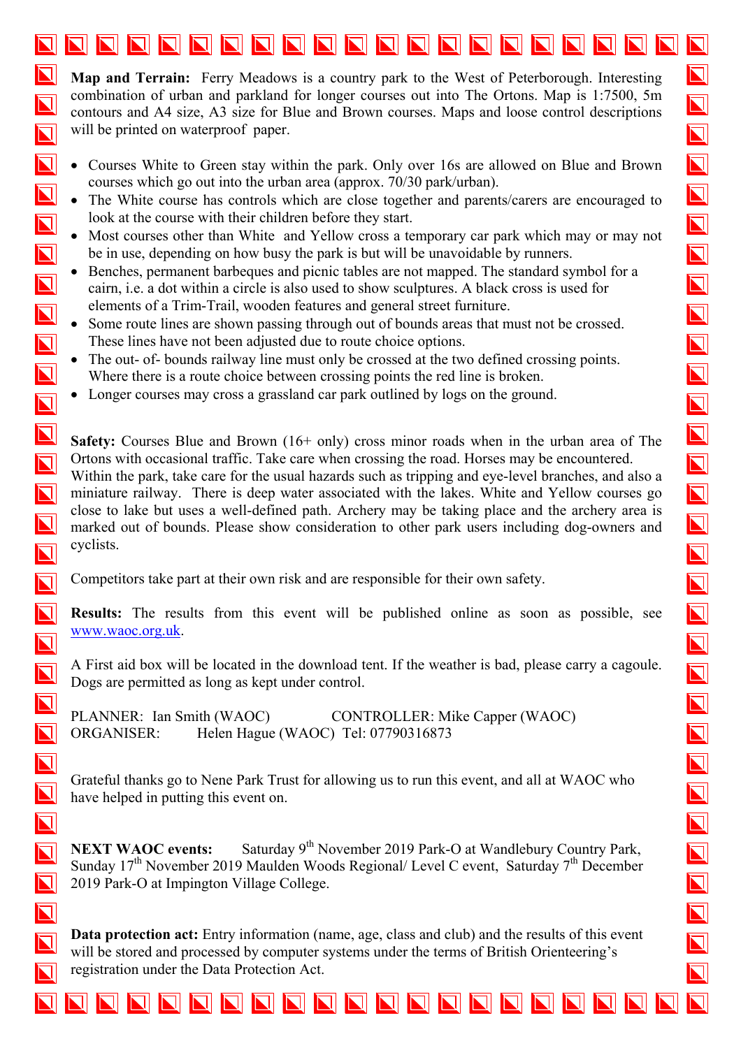**Map and Terrain:** Ferry Meadows is a country park to the West of Peterborough. Interesting combination of urban and parkland for longer courses out into The Ortons. Map is 1:7500, 5m contours and A4 size, A3 size for Blue and Brown courses. Maps and loose control descriptions will be printed on waterproof paper.

- Courses White to Green stay within the park. Only over 16s are allowed on Blue and Brown courses which go out into the urban area (approx. 70/30 park/urban).
- The White course has controls which are close together and parents/carers are encouraged to look at the course with their children before they start.
- Most courses other than White and Yellow cross a temporary car park which may or may not be in use, depending on how busy the park is but will be unavoidable by runners.
- Benches, permanent barbeques and picnic tables are not mapped. The standard symbol for a cairn, i.e. a dot within a circle is also used to show sculptures. A black cross is used for elements of a Trim-Trail, wooden features and general street furniture.
- Some route lines are shown passing through out of bounds areas that must not be crossed. These lines have not been adjusted due to route choice options.
- The out- of- bounds railway line must only be crossed at the two defined crossing points. Where there is a route choice between crossing points the red line is broken.
- Longer courses may cross a grassland car park outlined by logs on the ground.

**Safety:** Courses Blue and Brown (16+ only) cross minor roads when in the urban area of The Ortons with occasional traffic. Take care when crossing the road. Horses may be encountered. Within the park, take care for the usual hazards such as tripping and eye-level branches, and also a miniature railway. There is deep water associated with the lakes. White and Yellow courses go close to lake but uses a well-defined path. Archery may be taking place and the archery area is marked out of bounds. Please show consideration to other park users including dog-owners and cyclists.

Competitors take part at their own risk and are responsible for their own safety.

**Results:** The results from this event will be published online as soon as possible, see www.waoc.org.uk.

A First aid box will be located in the download tent. If the weather is bad, please carry a cagoule. Dogs are permitted as long as kept under control.

PLANNER: Ian Smith (WAOC) CONTROLLER: Mike Capper (WAOC)
ORGANISER: Helen Hague (WAOC) Tel: 07790316873

Grateful thanks go to Nene Park Trust for allowing us to run this event, and all at WAOC who have helped in putting this event on.

**NEXT WAOC events:** Saturday 9th November 2019 Park-O at Wandlebury Country Park, Sunday 17th November 2019 Maulden Woods Regional/ Level C event, Saturday 7th December 2019 Park-O at Impington Village College.

**Data protection act:** Entry information (name, age, class and club) and the results of this event will be stored and processed by computer systems under the terms of British Orienteering's registration under the Data Protection Act.